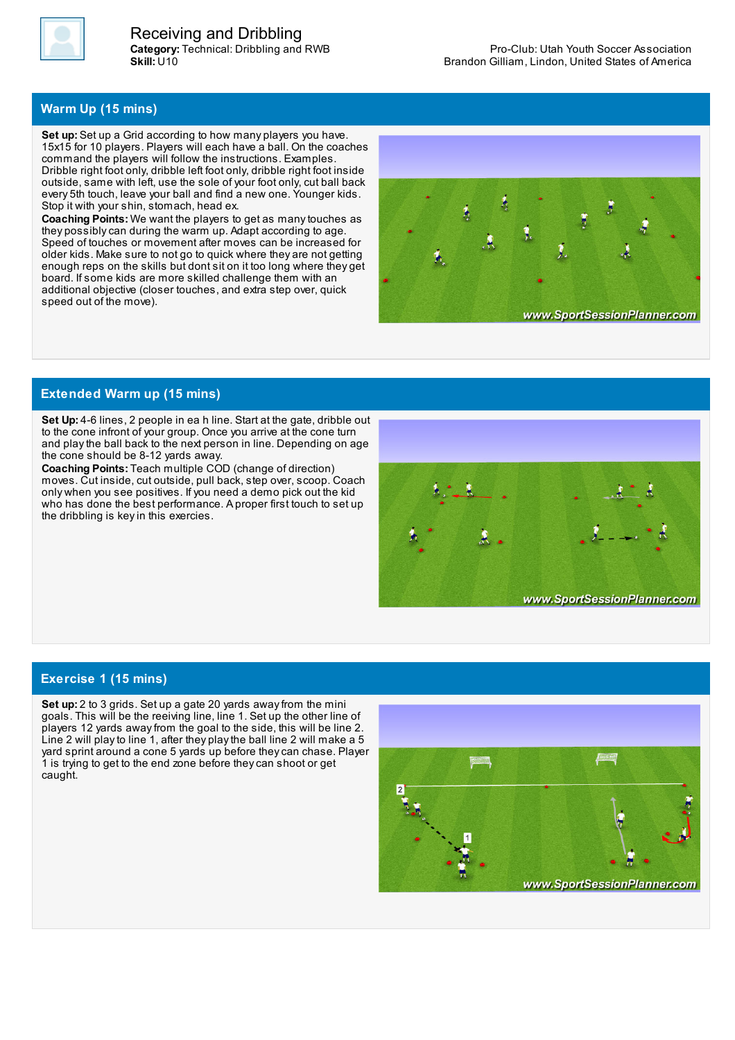# Receiving and Dribbling

**Category:** Technical: Dribbling and RWB
**Skill:** U10

Pro-Club: Utah Youth Soccer Association
Brandon Gilliam, Lindon, United States of America

## Warm Up (15 mins)

**Set up:** Set up a Grid according to how many players you have. 15x15 for 10 players. Players will each have a ball. On the coaches command the players will follow the instructions. Examples. Dribble right foot only, dribble left foot only, dribble right foot inside outside, same with left, use the sole of your foot only, cut ball back every 5th touch, leave your ball and find a new one. Younger kids. Stop it with your shin, stomach, head ex.
**Coaching Points:** We want the players to get as many touches as they possibly can during the warm up. Adapt according to age. Speed of touches or movement after moves can be increased for older kids. Make sure to not go to quick where they are not getting enough reps on the skills but dont sit on it too long where they get board. If some kids are more skilled challenge them with an additional objective (closer touches, and extra step over, quick speed out of the move).

## Extended Warm up (15 mins)

**Set Up:** 4-6 lines, 2 people in ea h line. Start at the gate, dribble out to the cone infront of your group. Once you arrive at the cone turn and play the ball back to the next person in line. Depending on age the cone should be 8-12 yards away.
**Coaching Points:** Teach multiple COD (change of direction) moves. Cut inside, cut outside, pull back, step over, scoop. Coach only when you see positives. If you need a demo pick out the kid who has done the best performance. A proper first touch to set up the dribbling is key in this exercies.

## Exercise 1 (15 mins)

**Set up:** 2 to 3 grids. Set up a gate 20 yards away from the mini goals. This will be the reiving line, line 1. Set up the other line of players 12 yards away from the goal to the side, this will be line 2. Line 2 will play to line 1, after they play the ball line 2 will make a 5 yard sprint around a cone 5 yards up before they can chase. Player 1 is trying to get to the end zone before they can shoot or get caught.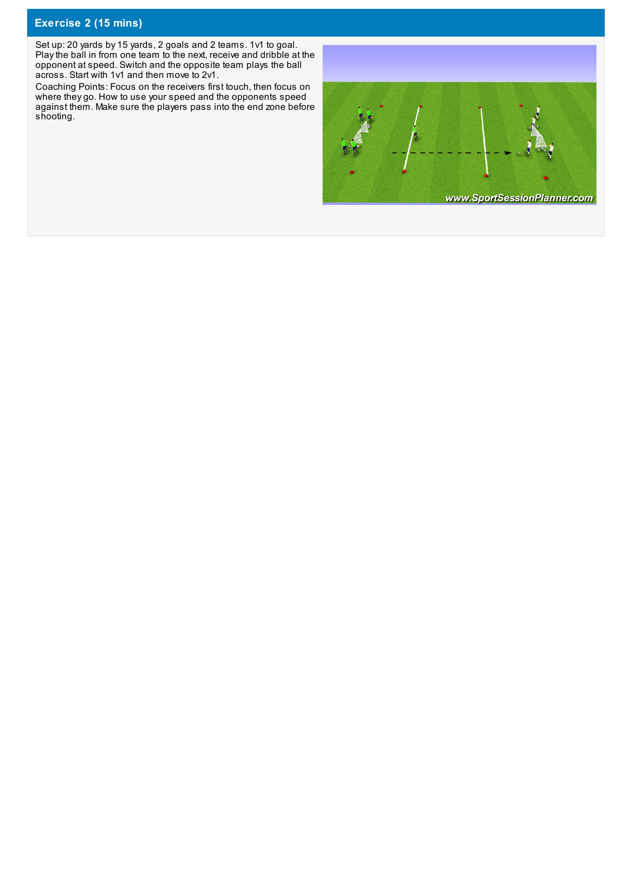## Exercise 2 (15 mins)

Set up: 20 yards by 15 yards, 2 goals and 2 teams. 1v1 to goal. Play the ball in from one team to the next, receive and dribble at the opponent at speed. Switch and the opposite team plays the ball across. Start with 1v1 and then move to 2v1.

Coaching Points: Focus on the receivers first touch, then focus on where they go. How to use your speed and the opponents speed against them. Make sure the players pass into the end zone before shooting.

www.SportSessionPlanner.com